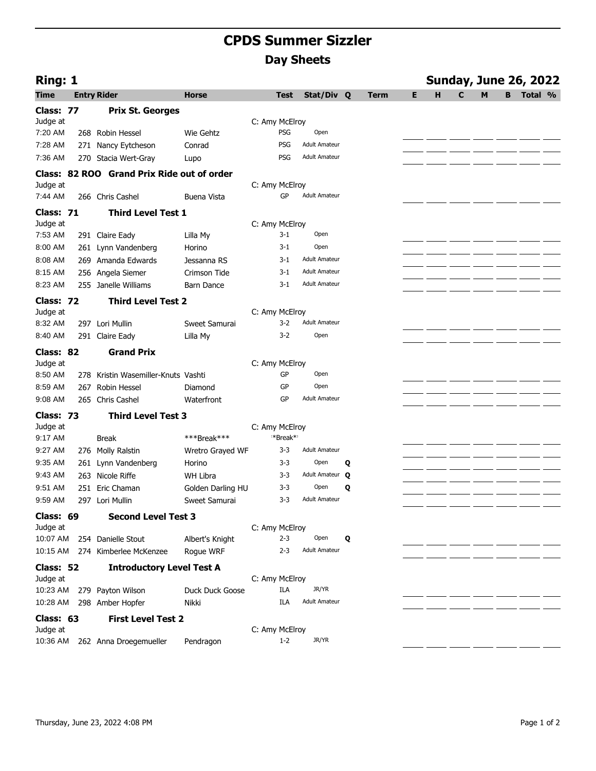# CPDS Summer Sizzler

## Day Sheets

**Ring: 1** — **Sunday, June 26, 2022**

| Time | Entry | Rider | Horse | Test | Stat/Div | Q | Term | E | H | C | M | B | Total | % |
|---|---|---|---|---|---|---|---|---|---|---|---|---|---|---|
| **Class: 77** | | **Prix St. Georges** | | | | | | | | | | | | |
| Judge at | | | | C: Amy McElroy | | | | | | | | | | |
| 7:20 AM | 268 | Robin Hessel | Wie Gehtz | PSG | Open | | | | | | | | | |
| 7:28 AM | 271 | Nancy Eytcheson | Conrad | PSG | Adult Amateur | | | | | | | | | |
| 7:36 AM | 270 | Stacia Wert-Gray | Lupo | PSG | Adult Amateur | | | | | | | | | |
| **Class: 82 ROO** | | **Grand Prix Ride out of order** | | | | | | | | | | | | |
| Judge at | | | | C: Amy McElroy | | | | | | | | | | |
| 7:44 AM | 266 | Chris Cashel | Buena Vista | GP | Adult Amateur | | | | | | | | | |
| **Class: 71** | | **Third Level Test 1** | | | | | | | | | | | | |
| Judge at | | | | C: Amy McElroy | | | | | | | | | | |
| 7:53 AM | 291 | Claire Eady | Lilla My | 3-1 | Open | | | | | | | | | |
| 8:00 AM | 261 | Lynn Vandenberg | Horino | 3-1 | Open | | | | | | | | | |
| 8:08 AM | 269 | Amanda Edwards | Jessanna RS | 3-1 | Adult Amateur | | | | | | | | | |
| 8:15 AM | 256 | Angela Siemer | Crimson Tide | 3-1 | Adult Amateur | | | | | | | | | |
| 8:23 AM | 255 | Janelle Williams | Barn Dance | 3-1 | Adult Amateur | | | | | | | | | |
| **Class: 72** | | **Third Level Test 2** | | | | | | | | | | | | |
| Judge at | | | | C: Amy McElroy | | | | | | | | | | |
| 8:32 AM | 297 | Lori Mullin | Sweet Samurai | 3-2 | Adult Amateur | | | | | | | | | |
| 8:40 AM | 291 | Claire Eady | Lilla My | 3-2 | Open | | | | | | | | | |
| **Class: 82** | | **Grand Prix** | | | | | | | | | | | | |
| Judge at | | | | C: Amy McElroy | | | | | | | | | | |
| 8:50 AM | 278 | Kristin Wasemiller-Knuts | Vashti | GP | Open | | | | | | | | | |
| 8:59 AM | 267 | Robin Hessel | Diamond | GP | Open | | | | | | | | | |
| 9:08 AM | 265 | Chris Cashel | Waterfront | GP | Adult Amateur | | | | | | | | | |
| **Class: 73** | | **Third Level Test 3** | | | | | | | | | | | | |
| Judge at | | | | C: Amy McElroy | | | | | | | | | | |
| 9:17 AM | | Break | ***Break*** | *Break* | | | | | | | | | | |
| 9:27 AM | 276 | Molly Ralstin | Wretro Grayed WF | 3-3 | Adult Amateur | | | | | | | | | |
| 9:35 AM | 261 | Lynn Vandenberg | Horino | 3-3 | Open | Q | | | | | | | | |
| 9:43 AM | 263 | Nicole Riffe | WH Libra | 3-3 | Adult Amateur | Q | | | | | | | | |
| 9:51 AM | 251 | Eric Chaman | Golden Darling HU | 3-3 | Open | Q | | | | | | | | |
| 9:59 AM | 297 | Lori Mullin | Sweet Samurai | 3-3 | Adult Amateur | | | | | | | | | |
| **Class: 69** | | **Second Level Test 3** | | | | | | | | | | | | |
| Judge at | | | | C: Amy McElroy | | | | | | | | | | |
| 10:07 AM | 254 | Danielle Stout | Albert's Knight | 2-3 | Open | Q | | | | | | | | |
| 10:15 AM | 274 | Kimberlee McKenzee | Rogue WRF | 2-3 | Adult Amateur | | | | | | | | | |
| **Class: 52** | | **Introductory Level Test A** | | | | | | | | | | | | |
| Judge at | | | | C: Amy McElroy | | | | | | | | | | |
| 10:23 AM | 279 | Payton Wilson | Duck Duck Goose | ILA | JR/YR | | | | | | | | | |
| 10:28 AM | 298 | Amber Hopfer | Nikki | ILA | Adult Amateur | | | | | | | | | |
| **Class: 63** | | **First Level Test 2** | | | | | | | | | | | | |
| Judge at | | | | C: Amy McElroy | | | | | | | | | | |
| 10:36 AM | 262 | Anna Droegemueller | Pendragon | 1-2 | JR/YR | | | | | | | | | |

Thursday, June 23, 2022 4:08 PM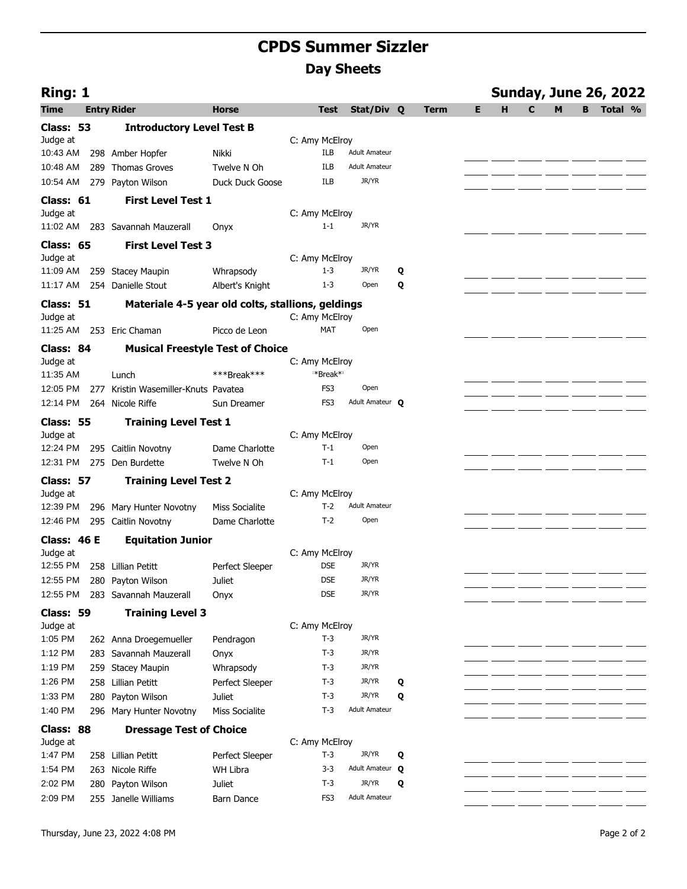# CPDS Summer Sizzler

## Day Sheets

**Ring: 1** — **Sunday, June 26, 2022**

| Time | Entry | Rider | Horse | Test | Stat/Div | Q | Term | E | H | C | M | B | Total | % |
|---|---|---|---|---|---|---|---|---|---|---|---|---|---|---|
| **Class: 53** | | **Introductory Level Test B** | | | | | | | | | | | | |
| Judge at | | | | C: Amy McElroy | | | | | | | | | | |
| 10:43 AM | 298 | Amber Hopfer | Nikki | ILB | Adult Amateur | | | | | | | | | |
| 10:48 AM | 289 | Thomas Groves | Twelve N Oh | ILB | Adult Amateur | | | | | | | | | |
| 10:54 AM | 279 | Payton Wilson | Duck Duck Goose | ILB | JR/YR | | | | | | | | | |
| **Class: 61** | | **First Level Test 1** | | | | | | | | | | | | |
| Judge at | | | | C: Amy McElroy | | | | | | | | | | |
| 11:02 AM | 283 | Savannah Mauzerall | Onyx | 1-1 | JR/YR | | | | | | | | | |
| **Class: 65** | | **First Level Test 3** | | | | | | | | | | | | |
| Judge at | | | | C: Amy McElroy | | | | | | | | | | |
| 11:09 AM | 259 | Stacey Maupin | Whrapsody | 1-3 | JR/YR | Q | | | | | | | | |
| 11:17 AM | 254 | Danielle Stout | Albert's Knight | 1-3 | Open | Q | | | | | | | | |
| **Class: 51** | | **Materiale 4-5 year old colts, stallions, geldings** | | | | | | | | | | | | |
| Judge at | | | | C: Amy McElroy | | | | | | | | | | |
| 11:25 AM | 253 | Eric Chaman | Picco de Leon | MAT | Open | | | | | | | | | |
| **Class: 84** | | **Musical Freestyle Test of Choice** | | | | | | | | | | | | |
| Judge at | | | | C: Amy McElroy | | | | | | | | | | |
| 11:35 AM | | Lunch | ***Break*** | **Break** | | | | | | | | | | |
| 12:05 PM | 277 | Kristin Wasemiller-Knuts | Pavatea | FS3 | Open | | | | | | | | | |
| 12:14 PM | 264 | Nicole Riffe | Sun Dreamer | FS3 | Adult Amateur | Q | | | | | | | | |
| **Class: 55** | | **Training Level Test 1** | | | | | | | | | | | | |
| Judge at | | | | C: Amy McElroy | | | | | | | | | | |
| 12:24 PM | 295 | Caitlin Novotny | Dame Charlotte | T-1 | Open | | | | | | | | | |
| 12:31 PM | 275 | Den Burdette | Twelve N Oh | T-1 | Open | | | | | | | | | |
| **Class: 57** | | **Training Level Test 2** | | | | | | | | | | | | |
| Judge at | | | | C: Amy McElroy | | | | | | | | | | |
| 12:39 PM | 296 | Mary Hunter Novotny | Miss Socialite | T-2 | Adult Amateur | | | | | | | | | |
| 12:46 PM | 295 | Caitlin Novotny | Dame Charlotte | T-2 | Open | | | | | | | | | |
| **Class: 46 E** | | **Equitation Junior** | | | | | | | | | | | | |
| Judge at | | | | C: Amy McElroy | | | | | | | | | | |
| 12:55 PM | 258 | Lillian Petitt | Perfect Sleeper | DSE | JR/YR | | | | | | | | | |
| 12:55 PM | 280 | Payton Wilson | Juliet | DSE | JR/YR | | | | | | | | | |
| 12:55 PM | 283 | Savannah Mauzerall | Onyx | DSE | JR/YR | | | | | | | | | |
| **Class: 59** | | **Training Level 3** | | | | | | | | | | | | |
| Judge at | | | | C: Amy McElroy | | | | | | | | | | |
| 1:05 PM | 262 | Anna Droegemueller | Pendragon | T-3 | JR/YR | | | | | | | | | |
| 1:12 PM | 283 | Savannah Mauzerall | Onyx | T-3 | JR/YR | | | | | | | | | |
| 1:19 PM | 259 | Stacey Maupin | Whrapsody | T-3 | JR/YR | | | | | | | | | |
| 1:26 PM | 258 | Lillian Petitt | Perfect Sleeper | T-3 | JR/YR | Q | | | | | | | | |
| 1:33 PM | 280 | Payton Wilson | Juliet | T-3 | JR/YR | Q | | | | | | | | |
| 1:40 PM | 296 | Mary Hunter Novotny | Miss Socialite | T-3 | Adult Amateur | | | | | | | | | |
| **Class: 88** | | **Dressage Test of Choice** | | | | | | | | | | | | |
| Judge at | | | | C: Amy McElroy | | | | | | | | | | |
| 1:47 PM | 258 | Lillian Petitt | Perfect Sleeper | T-3 | JR/YR | Q | | | | | | | | |
| 1:54 PM | 263 | Nicole Riffe | WH Libra | 3-3 | Adult Amateur | Q | | | | | | | | |
| 2:02 PM | 280 | Payton Wilson | Juliet | T-3 | JR/YR | Q | | | | | | | | |
| 2:09 PM | 255 | Janelle Williams | Barn Dance | FS3 | Adult Amateur | | | | | | | | | |

Thursday, June 23, 2022 4:08 PM